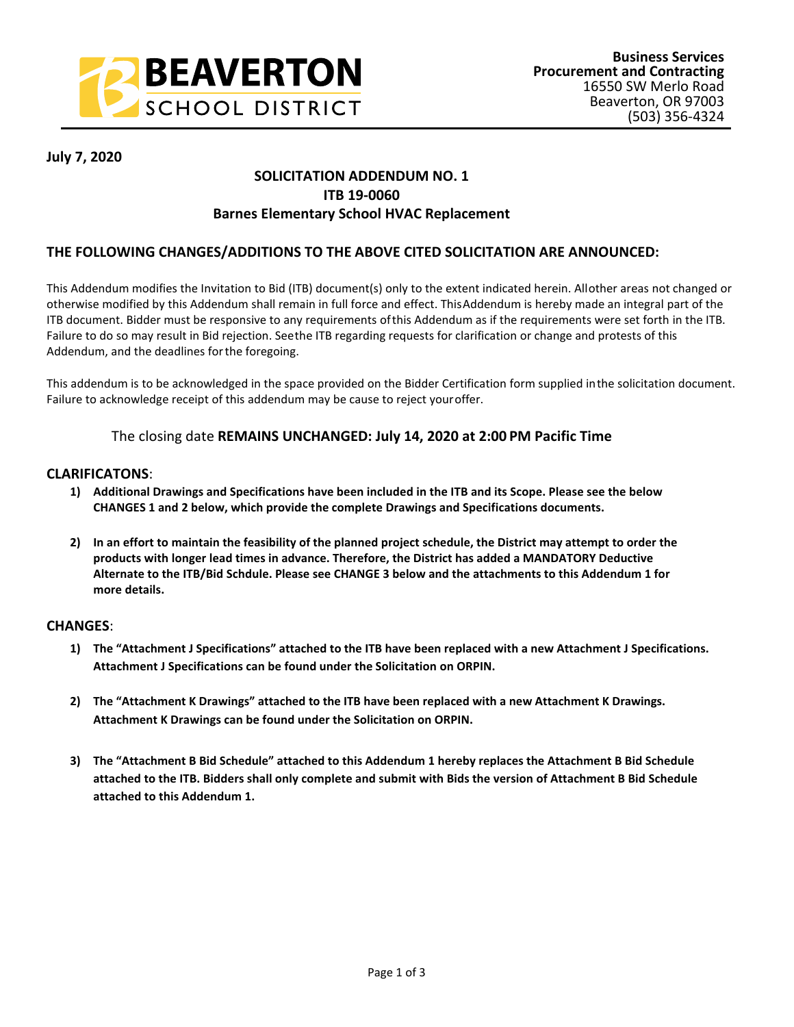**BEAVERTON SCHOOL DISTRICT**

**Business Services**
**Procurement and Contracting**
16550 SW Merlo Road
Beaverton, OR 97003
(503) 356-4324

**July 7, 2020**

## SOLICITATION ADDENDUM NO. 1
## ITB 19-0060
## Barnes Elementary School HVAC Replacement

### THE FOLLOWING CHANGES/ADDITIONS TO THE ABOVE CITED SOLICITATION ARE ANNOUNCED:

This Addendum modifies the Invitation to Bid (ITB) document(s) only to the extent indicated herein. All other areas not changed or otherwise modified by this Addendum shall remain in full force and effect. This Addendum is hereby made an integral part of the ITB document. Bidder must be responsive to any requirements of this Addendum as if the requirements were set forth in the ITB. Failure to do so may result in Bid rejection. See the ITB regarding requests for clarification or change and protests of this Addendum, and the deadlines for the foregoing.

This addendum is to be acknowledged in the space provided on the Bidder Certification form supplied in the solicitation document. Failure to acknowledge receipt of this addendum may be cause to reject your offer.

The closing date **REMAINS UNCHANGED: July 14, 2020 at 2:00 PM Pacific Time**

### CLARIFICATONS:

1) **Additional Drawings and Specifications have been included in the ITB and its Scope. Please see the below CHANGES 1 and 2 below, which provide the complete Drawings and Specifications documents.**

2) **In an effort to maintain the feasibility of the planned project schedule, the District may attempt to order the products with longer lead times in advance. Therefore, the District has added a MANDATORY Deductive Alternate to the ITB/Bid Schdule. Please see CHANGE 3 below and the attachments to this Addendum 1 for more details.**

### CHANGES:

1) **The "Attachment J Specifications" attached to the ITB have been replaced with a new Attachment J Specifications. Attachment J Specifications can be found under the Solicitation on ORPIN.**

2) **The "Attachment K Drawings" attached to the ITB have been replaced with a new Attachment K Drawings. Attachment K Drawings can be found under the Solicitation on ORPIN.**

3) **The "Attachment B Bid Schedule" attached to this Addendum 1 hereby replaces the Attachment B Bid Schedule attached to the ITB. Bidders shall only complete and submit with Bids the version of Attachment B Bid Schedule attached to this Addendum 1.**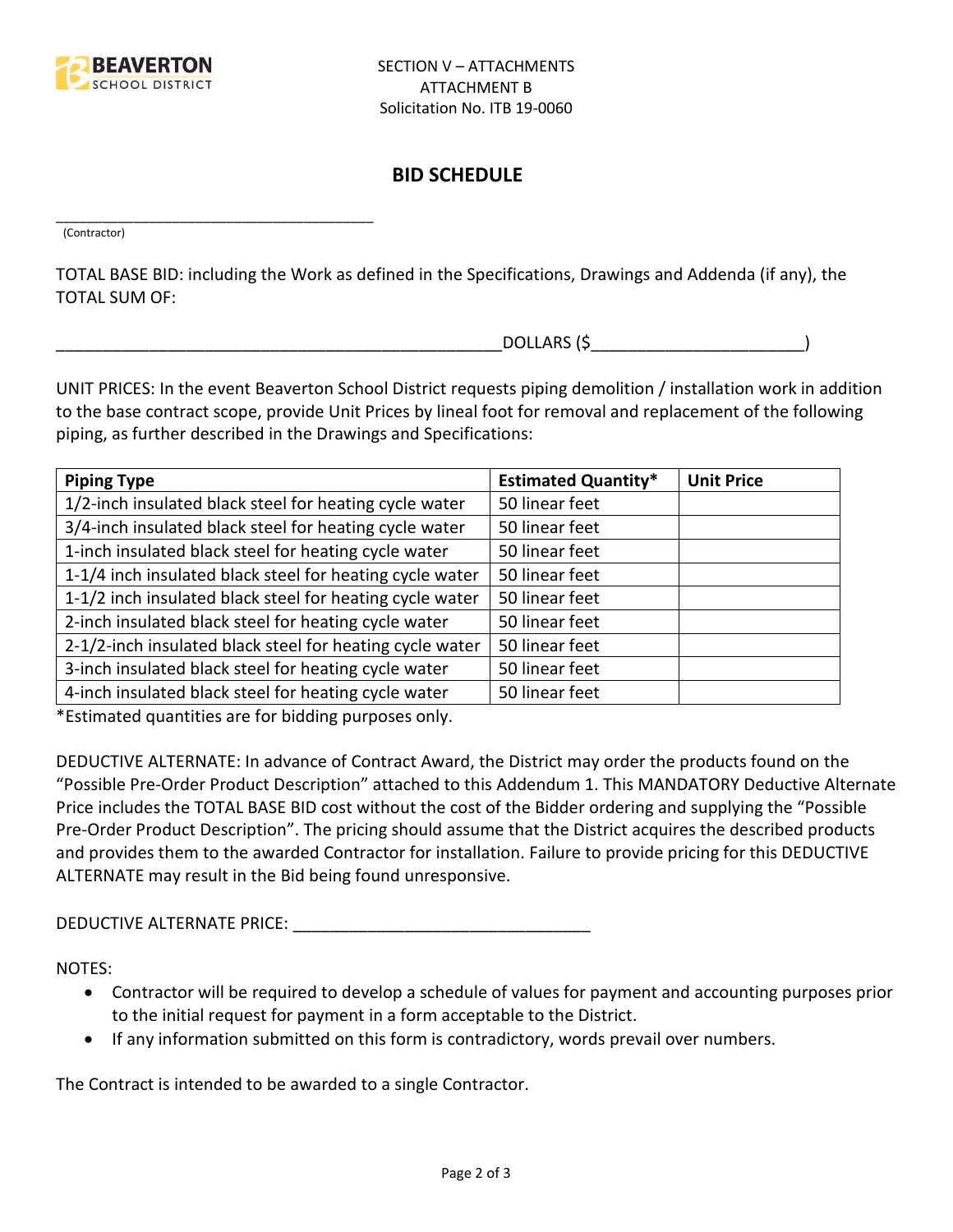SECTION V – ATTACHMENTS
ATTACHMENT B
Solicitation No. ITB 19-0060

# BID SCHEDULE

_____________________________________
(Contractor)

TOTAL BASE BID: including the Work as defined in the Specifications, Drawings and Addenda (if any), the TOTAL SUM OF:

_______________________________________________DOLLARS ($______________________)

UNIT PRICES: In the event Beaverton School District requests piping demolition / installation work in addition to the base contract scope, provide Unit Prices by lineal foot for removal and replacement of the following piping, as further described in the Drawings and Specifications:

| Piping Type | Estimated Quantity* | Unit Price |
|---|---|---|
| 1/2-inch insulated black steel for heating cycle water | 50 linear feet | |
| 3/4-inch insulated black steel for heating cycle water | 50 linear feet | |
| 1-inch insulated black steel for heating cycle water | 50 linear feet | |
| 1-1/4 inch insulated black steel for heating cycle water | 50 linear feet | |
| 1-1/2 inch insulated black steel for heating cycle water | 50 linear feet | |
| 2-inch insulated black steel for heating cycle water | 50 linear feet | |
| 2-1/2-inch insulated black steel for heating cycle water | 50 linear feet | |
| 3-inch insulated black steel for heating cycle water | 50 linear feet | |
| 4-inch insulated black steel for heating cycle water | 50 linear feet | |

*Estimated quantities are for bidding purposes only.

DEDUCTIVE ALTERNATE: In advance of Contract Award, the District may order the products found on the "Possible Pre-Order Product Description" attached to this Addendum 1. This MANDATORY Deductive Alternate Price includes the TOTAL BASE BID cost without the cost of the Bidder ordering and supplying the "Possible Pre-Order Product Description". The pricing should assume that the District acquires the described products and provides them to the awarded Contractor for installation. Failure to provide pricing for this DEDUCTIVE ALTERNATE may result in the Bid being found unresponsive.

DEDUCTIVE ALTERNATE PRICE: _______________________________

NOTES:

- Contractor will be required to develop a schedule of values for payment and accounting purposes prior to the initial request for payment in a form acceptable to the District.
- If any information submitted on this form is contradictory, words prevail over numbers.

The Contract is intended to be awarded to a single Contractor.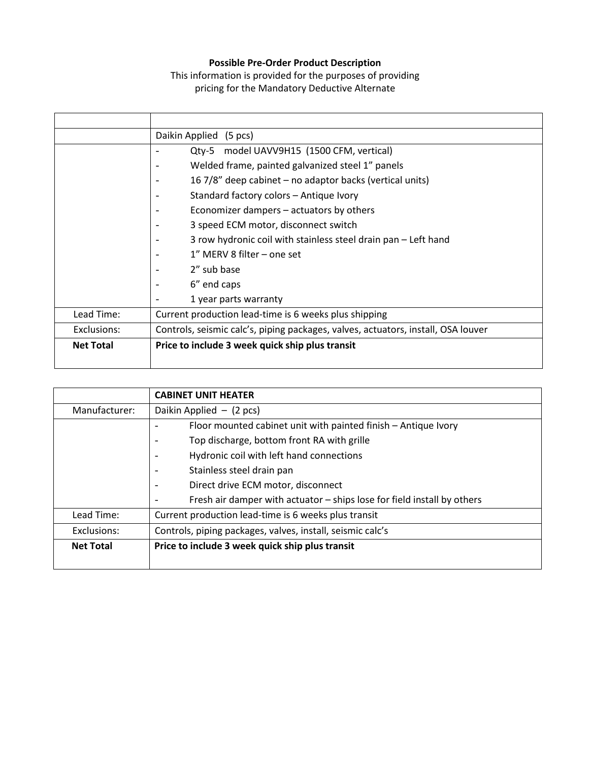**Possible Pre-Order Product Description**

This information is provided for the purposes of providing pricing for the Mandatory Deductive Alternate

| | |
|---|---|
| | Daikin Applied (5 pcs) |
| | - Qty-5 model UAVV9H15 (1500 CFM, vertical)<br>- Welded frame, painted galvanized steel 1" panels<br>- 16 7/8" deep cabinet – no adaptor backs (vertical units)<br>- Standard factory colors – Antique Ivory<br>- Economizer dampers – actuators by others<br>- 3 speed ECM motor, disconnect switch<br>- 3 row hydronic coil with stainless steel drain pan – Left hand<br>- 1" MERV 8 filter – one set<br>- 2" sub base<br>- 6" end caps<br>- 1 year parts warranty |
| Lead Time: | Current production lead-time is 6 weeks plus shipping |
| Exclusions: | Controls, seismic calc's, piping packages, valves, actuators, install, OSA louver |
| **Net Total** | **Price to include 3 week quick ship plus transit** |

| | **CABINET UNIT HEATER** |
|---|---|
| Manufacturer: | Daikin Applied – (2 pcs) |
| | - Floor mounted cabinet unit with painted finish – Antique Ivory<br>- Top discharge, bottom front RA with grille<br>- Hydronic coil with left hand connections<br>- Stainless steel drain pan<br>- Direct drive ECM motor, disconnect<br>- Fresh air damper with actuator – ships lose for field install by others |
| Lead Time: | Current production lead-time is 6 weeks plus transit |
| Exclusions: | Controls, piping packages, valves, install, seismic calc's |
| **Net Total** | **Price to include 3 week quick ship plus transit** |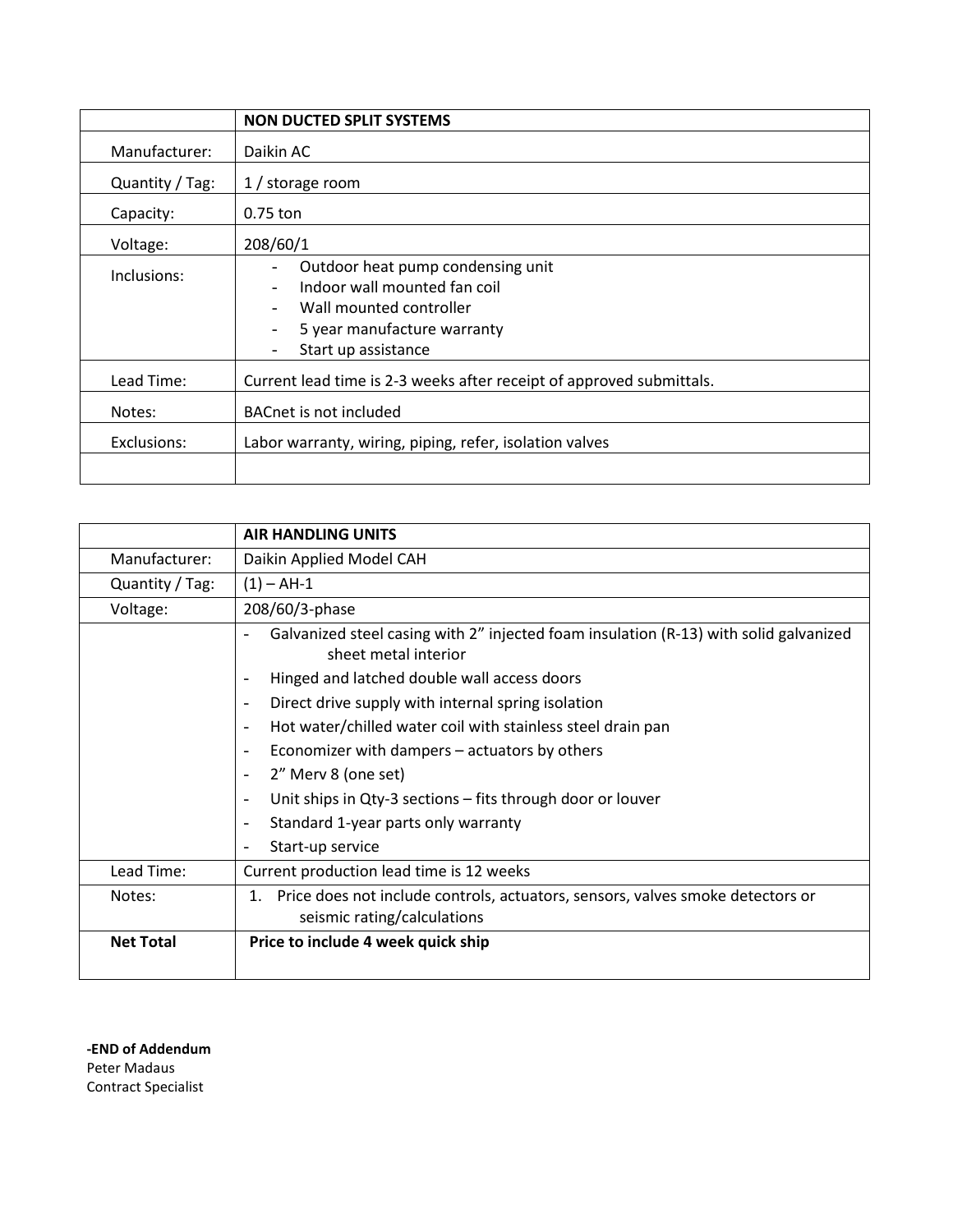| | NON DUCTED SPLIT SYSTEMS |
|---|---|
| Manufacturer: | Daikin AC |
| Quantity / Tag: | 1 / storage room |
| Capacity: | 0.75 ton |
| Voltage: | 208/60/1 |
| Inclusions: | - Outdoor heat pump condensing unit<br>- Indoor wall mounted fan coil<br>- Wall mounted controller<br>- 5 year manufacture warranty<br>- Start up assistance |
| Lead Time: | Current lead time is 2-3 weeks after receipt of approved submittals. |
| Notes: | BACnet is not included |
| Exclusions: | Labor warranty, wiring, piping, refer, isolation valves |
| | |

| | AIR HANDLING UNITS |
|---|---|
| Manufacturer: | Daikin Applied Model CAH |
| Quantity / Tag: | (1) – AH-1 |
| Voltage: | 208/60/3-phase |
| | - Galvanized steel casing with 2" injected foam insulation (R-13) with solid galvanized sheet metal interior<br>- Hinged and latched double wall access doors<br>- Direct drive supply with internal spring isolation<br>- Hot water/chilled water coil with stainless steel drain pan<br>- Economizer with dampers – actuators by others<br>- 2" Merv 8 (one set)<br>- Unit ships in Qty-3 sections – fits through door or louver<br>- Standard 1-year parts only warranty<br>- Start-up service |
| Lead Time: | Current production lead time is 12 weeks |
| Notes: | 1. Price does not include controls, actuators, sensors, valves smoke detectors or seismic rating/calculations |
| **Net Total** | **Price to include 4 week quick ship** |

**-END of Addendum**
Peter Madaus
Contract Specialist